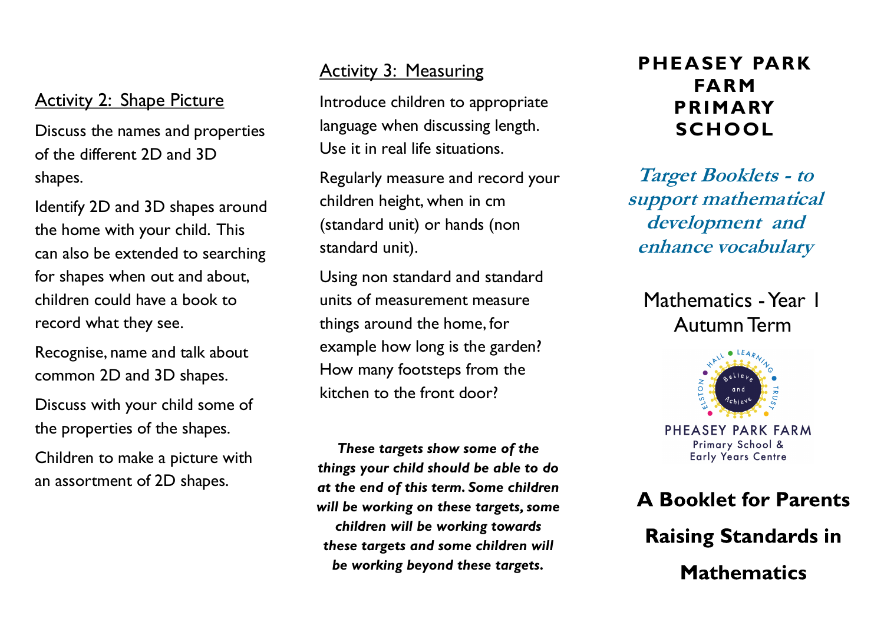## Activity 2: Shape Picture

Discuss the names and properties of the different 2D and 3D shapes.

Identify 2D and 3D shapes around the home with your child. This can also be extended to searching for shapes when out and about, children could have a book to record what they see.

Recognise, name and talk about common 2D and 3D shapes.

Discuss with your child some of the properties of the shapes.

Children to make a picture with an assortment of 2D shapes.

## Activity 3: Measuring

Introduce children to appropriate language when discussing length. Use it in real life situations.

Regularly measure and record your children height, when in cm (standard unit) or hands (non standard unit).

Using non standard and standard units of measurement measure things around the home, for example how long is the garden? How many footsteps from the kitchen to the front door?

***These targets show some of the things your child should be able to do at the end of this term. Some children will be working on these targets, some children will be working towards these targets and some children will be working beyond these targets.***

# PHEASEY PARK FARM PRIMARY SCHOOL

***Target Booklets - to support mathematical development and enhance vocabulary***

Mathematics - Year 1
Autumn Term

ELSTON HALL LEARNING TRUST
Believe and Achieve
PHEASEY PARK FARM
Primary School &
Early Years Centre

**A Booklet for Parents**

**Raising Standards in Mathematics**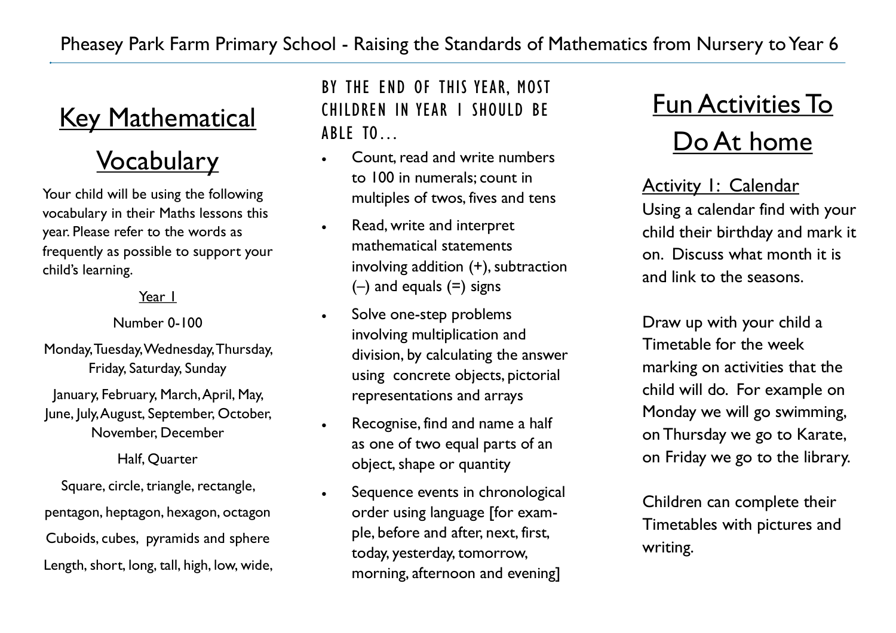Pheasey Park Farm Primary School - Raising the Standards of Mathematics from Nursery to Year 6

# Key Mathematical Vocabulary

Your child will be using the following vocabulary in their Maths lessons this year. Please refer to the words as frequently as possible to support your child's learning.

Year 1

Number 0-100

Monday, Tuesday, Wednesday, Thursday, Friday, Saturday, Sunday

January, February, March, April, May, June, July, August, September, October, November, December

Half, Quarter

Square, circle, triangle, rectangle,

pentagon, heptagon, hexagon, octagon

Cuboids, cubes, pyramids and sphere

Length, short, long, tall, high, low, wide,

## BY THE END OF THIS YEAR, MOST CHILDREN IN YEAR 1 SHOULD BE ABLE TO…

- Count, read and write numbers to 100 in numerals; count in multiples of twos, fives and tens
- Read, write and interpret mathematical statements involving addition (+), subtraction (–) and equals (=) signs
- Solve one-step problems involving multiplication and division, by calculating the answer using concrete objects, pictorial representations and arrays
- Recognise, find and name a half as one of two equal parts of an object, shape or quantity
- Sequence events in chronological order using language [for example, before and after, next, first, today, yesterday, tomorrow, morning, afternoon and evening]

# Fun Activities To Do At home

## Activity 1: Calendar

Using a calendar find with your child their birthday and mark it on. Discuss what month it is and link to the seasons.

Draw up with your child a Timetable for the week marking on activities that the child will do. For example on Monday we will go swimming, on Thursday we go to Karate, on Friday we go to the library.

Children can complete their Timetables with pictures and writing.